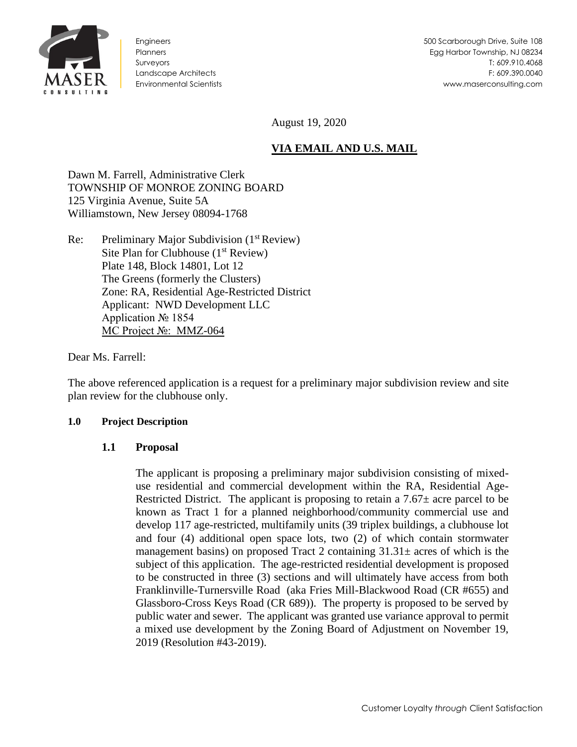Engineers
Planners
Surveyors
Landscape Architects
Environmental Scientists

500 Scarborough Drive, Suite 108
Egg Harbor Township, NJ 08234
T: 609.910.4068
F: 609.390.0040
www.maserconsulting.com

August 19, 2020

**VIA EMAIL AND U.S. MAIL**

Dawn M. Farrell, Administrative Clerk
TOWNSHIP OF MONROE ZONING BOARD
125 Virginia Avenue, Suite 5A
Williamstown, New Jersey 08094-1768

Re: Preliminary Major Subdivision (1st Review)
Site Plan for Clubhouse (1st Review)
Plate 148, Block 14801, Lot 12
The Greens (formerly the Clusters)
Zone: RA, Residential Age-Restricted District
Applicant: NWD Development LLC
Application № 1854
MC Project №: MMZ-064

Dear Ms. Farrell:

The above referenced application is a request for a preliminary major subdivision review and site plan review for the clubhouse only.

**1.0 Project Description**

**1.1 Proposal**

The applicant is proposing a preliminary major subdivision consisting of mixed-use residential and commercial development within the RA, Residential Age-Restricted District. The applicant is proposing to retain a 7.67± acre parcel to be known as Tract 1 for a planned neighborhood/community commercial use and develop 117 age-restricted, multifamily units (39 triplex buildings, a clubhouse lot and four (4) additional open space lots, two (2) of which contain stormwater management basins) on proposed Tract 2 containing 31.31± acres of which is the subject of this application. The age-restricted residential development is proposed to be constructed in three (3) sections and will ultimately have access from both Franklinville-Turnersville Road (aka Fries Mill-Blackwood Road (CR #655) and Glassboro-Cross Keys Road (CR 689)). The property is proposed to be served by public water and sewer. The applicant was granted use variance approval to permit a mixed use development by the Zoning Board of Adjustment on November 19, 2019 (Resolution #43-2019).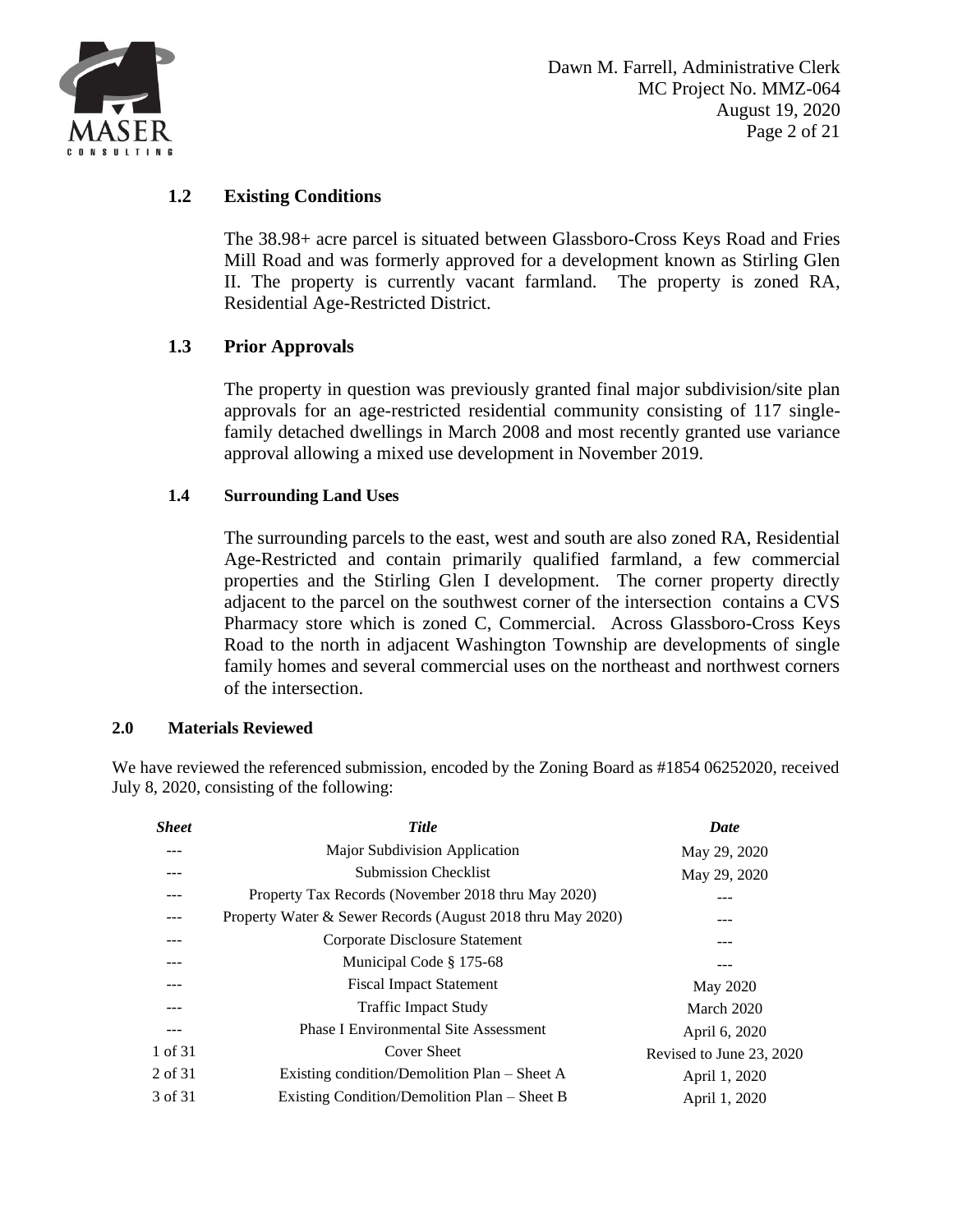### 1.2 Existing Conditions

The 38.98+ acre parcel is situated between Glassboro-Cross Keys Road and Fries Mill Road and was formerly approved for a development known as Stirling Glen II. The property is currently vacant farmland. The property is zoned RA, Residential Age-Restricted District.

### 1.3 Prior Approvals

The property in question was previously granted final major subdivision/site plan approvals for an age-restricted residential community consisting of 117 single-family detached dwellings in March 2008 and most recently granted use variance approval allowing a mixed use development in November 2019.

### 1.4 Surrounding Land Uses

The surrounding parcels to the east, west and south are also zoned RA, Residential Age-Restricted and contain primarily qualified farmland, a few commercial properties and the Stirling Glen I development. The corner property directly adjacent to the parcel on the southwest corner of the intersection contains a CVS Pharmacy store which is zoned C, Commercial. Across Glassboro-Cross Keys Road to the north in adjacent Washington Township are developments of single family homes and several commercial uses on the northeast and northwest corners of the intersection.

## 2.0 Materials Reviewed

We have reviewed the referenced submission, encoded by the Zoning Board as #1854 06252020, received July 8, 2020, consisting of the following:

| *Sheet* | *Title* | *Date* |
|---|---|---|
| --- | Major Subdivision Application | May 29, 2020 |
| --- | Submission Checklist | May 29, 2020 |
| --- | Property Tax Records (November 2018 thru May 2020) | --- |
| --- | Property Water & Sewer Records (August 2018 thru May 2020) | --- |
| --- | Corporate Disclosure Statement | --- |
| --- | Municipal Code § 175-68 | --- |
| --- | Fiscal Impact Statement | May 2020 |
| --- | Traffic Impact Study | March 2020 |
| --- | Phase I Environmental Site Assessment | April 6, 2020 |
| 1 of 31 | Cover Sheet | Revised to June 23, 2020 |
| 2 of 31 | Existing condition/Demolition Plan – Sheet A | April 1, 2020 |
| 3 of 31 | Existing Condition/Demolition Plan – Sheet B | April 1, 2020 |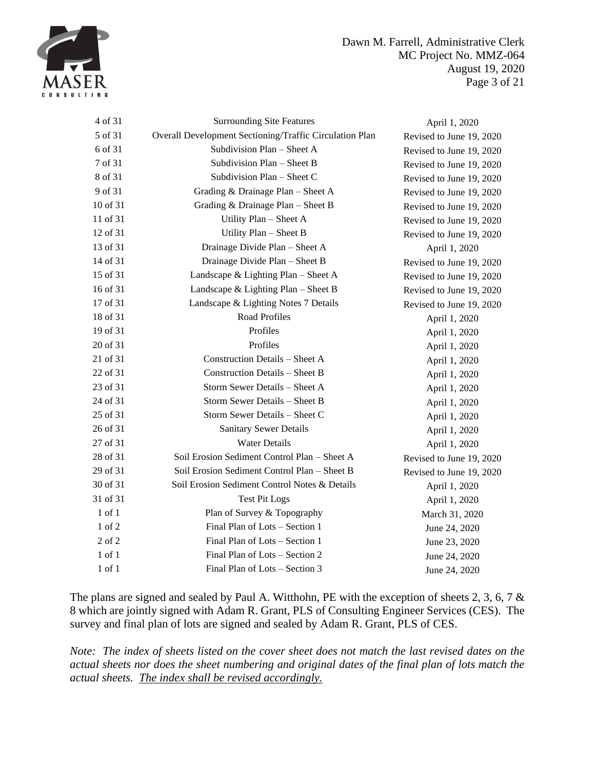| | | |
|---|---|---|
| 4 of 31 | Surrounding Site Features | April 1, 2020 |
| 5 of 31 | Overall Development Sectioning/Traffic Circulation Plan | Revised to June 19, 2020 |
| 6 of 31 | Subdivision Plan – Sheet A | Revised to June 19, 2020 |
| 7 of 31 | Subdivision Plan – Sheet B | Revised to June 19, 2020 |
| 8 of 31 | Subdivision Plan – Sheet C | Revised to June 19, 2020 |
| 9 of 31 | Grading & Drainage Plan – Sheet A | Revised to June 19, 2020 |
| 10 of 31 | Grading & Drainage Plan – Sheet B | Revised to June 19, 2020 |
| 11 of 31 | Utility Plan – Sheet A | Revised to June 19, 2020 |
| 12 of 31 | Utility Plan – Sheet B | Revised to June 19, 2020 |
| 13 of 31 | Drainage Divide Plan – Sheet A | April 1, 2020 |
| 14 of 31 | Drainage Divide Plan – Sheet B | Revised to June 19, 2020 |
| 15 of 31 | Landscape & Lighting Plan – Sheet A | Revised to June 19, 2020 |
| 16 of 31 | Landscape & Lighting Plan – Sheet B | Revised to June 19, 2020 |
| 17 of 31 | Landscape & Lighting Notes 7 Details | Revised to June 19, 2020 |
| 18 of 31 | Road Profiles | April 1, 2020 |
| 19 of 31 | Profiles | April 1, 2020 |
| 20 of 31 | Profiles | April 1, 2020 |
| 21 of 31 | Construction Details – Sheet A | April 1, 2020 |
| 22 of 31 | Construction Details – Sheet B | April 1, 2020 |
| 23 of 31 | Storm Sewer Details – Sheet A | April 1, 2020 |
| 24 of 31 | Storm Sewer Details – Sheet B | April 1, 2020 |
| 25 of 31 | Storm Sewer Details – Sheet C | April 1, 2020 |
| 26 of 31 | Sanitary Sewer Details | April 1, 2020 |
| 27 of 31 | Water Details | April 1, 2020 |
| 28 of 31 | Soil Erosion Sediment Control Plan – Sheet A | Revised to June 19, 2020 |
| 29 of 31 | Soil Erosion Sediment Control Plan – Sheet B | Revised to June 19, 2020 |
| 30 of 31 | Soil Erosion Sediment Control Notes & Details | April 1, 2020 |
| 31 of 31 | Test Pit Logs | April 1, 2020 |
| 1 of 1 | Plan of Survey & Topography | March 31, 2020 |
| 1 of 2 | Final Plan of Lots – Section 1 | June 24, 2020 |
| 2 of 2 | Final Plan of Lots – Section 1 | June 23, 2020 |
| 1 of 1 | Final Plan of Lots – Section 2 | June 24, 2020 |
| 1 of 1 | Final Plan of Lots – Section 3 | June 24, 2020 |

The plans are signed and sealed by Paul A. Witthohn, PE with the exception of sheets 2, 3, 6, 7 & 8 which are jointly signed with Adam R. Grant, PLS of Consulting Engineer Services (CES). The survey and final plan of lots are signed and sealed by Adam R. Grant, PLS of CES.

*Note: The index of sheets listed on the cover sheet does not match the last revised dates on the actual sheets nor does the sheet numbering and original dates of the final plan of lots match the actual sheets. <u>The index shall be revised accordingly.</u>*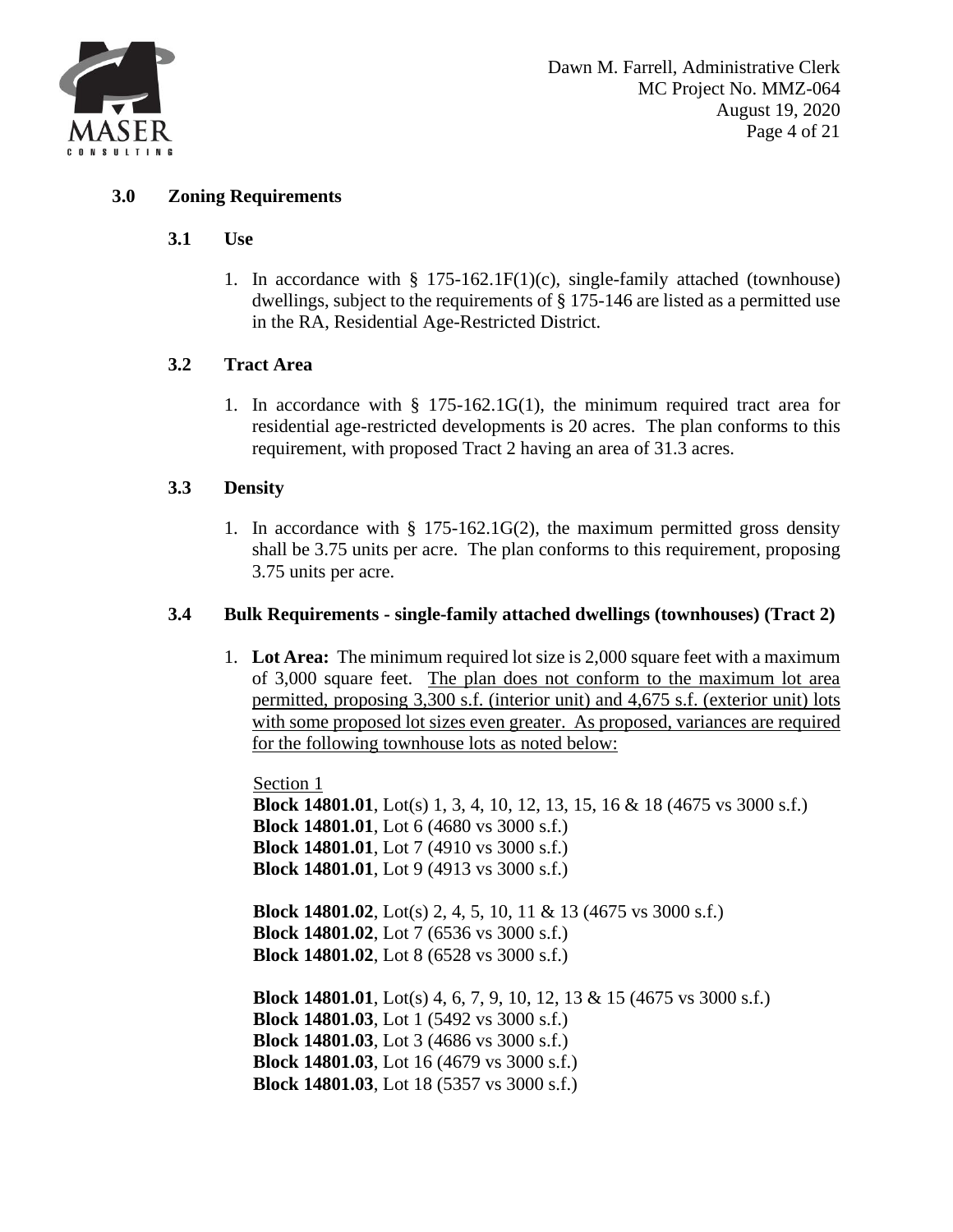## 3.0 Zoning Requirements

### 3.1 Use

1. In accordance with § 175-162.1F(1)(c), single-family attached (townhouse) dwellings, subject to the requirements of § 175-146 are listed as a permitted use in the RA, Residential Age-Restricted District.

### 3.2 Tract Area

1. In accordance with § 175-162.1G(1), the minimum required tract area for residential age-restricted developments is 20 acres. The plan conforms to this requirement, with proposed Tract 2 having an area of 31.3 acres.

### 3.3 Density

1. In accordance with § 175-162.1G(2), the maximum permitted gross density shall be 3.75 units per acre. The plan conforms to this requirement, proposing 3.75 units per acre.

### 3.4 Bulk Requirements - single-family attached dwellings (townhouses) (Tract 2)

1. **Lot Area:** The minimum required lot size is 2,000 square feet with a maximum of 3,000 square feet. The plan does not conform to the maximum lot area permitted, proposing 3,300 s.f. (interior unit) and 4,675 s.f. (exterior unit) lots with some proposed lot sizes even greater. As proposed, variances are required for the following townhouse lots as noted below:

   Section 1
   **Block 14801.01**, Lot(s) 1, 3, 4, 10, 12, 13, 15, 16 & 18 (4675 vs 3000 s.f.)
   **Block 14801.01**, Lot 6 (4680 vs 3000 s.f.)
   **Block 14801.01**, Lot 7 (4910 vs 3000 s.f.)
   **Block 14801.01**, Lot 9 (4913 vs 3000 s.f.)

   **Block 14801.02**, Lot(s) 2, 4, 5, 10, 11 & 13 (4675 vs 3000 s.f.)
   **Block 14801.02**, Lot 7 (6536 vs 3000 s.f.)
   **Block 14801.02**, Lot 8 (6528 vs 3000 s.f.)

   **Block 14801.01**, Lot(s) 4, 6, 7, 9, 10, 12, 13 & 15 (4675 vs 3000 s.f.)
   **Block 14801.03**, Lot 1 (5492 vs 3000 s.f.)
   **Block 14801.03**, Lot 3 (4686 vs 3000 s.f.)
   **Block 14801.03**, Lot 16 (4679 vs 3000 s.f.)
   **Block 14801.03**, Lot 18 (5357 vs 3000 s.f.)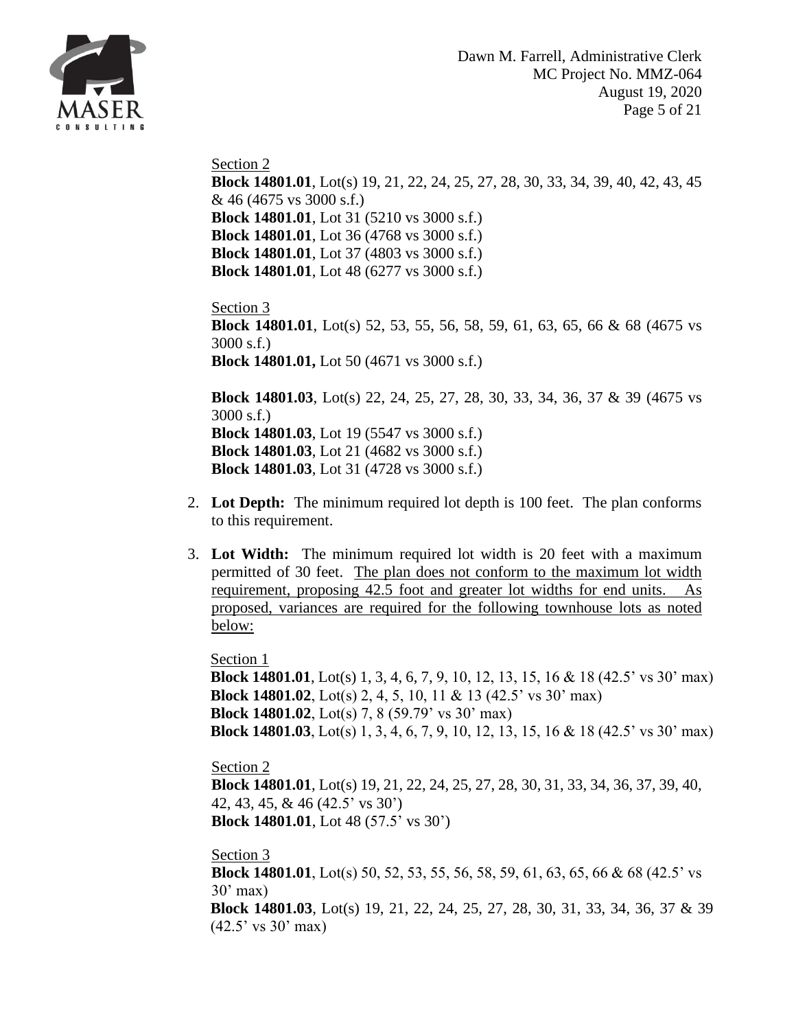Section 2

**Block 14801.01**, Lot(s) 19, 21, 22, 24, 25, 27, 28, 30, 33, 34, 39, 40, 42, 43, 45 & 46 (4675 vs 3000 s.f.)
**Block 14801.01**, Lot 31 (5210 vs 3000 s.f.)
**Block 14801.01**, Lot 36 (4768 vs 3000 s.f.)
**Block 14801.01**, Lot 37 (4803 vs 3000 s.f.)
**Block 14801.01**, Lot 48 (6277 vs 3000 s.f.)

Section 3

**Block 14801.01**, Lot(s) 52, 53, 55, 56, 58, 59, 61, 63, 65, 66 & 68 (4675 vs 3000 s.f.)
**Block 14801.01,** Lot 50 (4671 vs 3000 s.f.)

**Block 14801.03**, Lot(s) 22, 24, 25, 27, 28, 30, 33, 34, 36, 37 & 39 (4675 vs 3000 s.f.)
**Block 14801.03**, Lot 19 (5547 vs 3000 s.f.)
**Block 14801.03**, Lot 21 (4682 vs 3000 s.f.)
**Block 14801.03**, Lot 31 (4728 vs 3000 s.f.)

2. **Lot Depth:** The minimum required lot depth is 100 feet. The plan conforms to this requirement.

3. **Lot Width:** The minimum required lot width is 20 feet with a maximum permitted of 30 feet. The plan does not conform to the maximum lot width requirement, proposing 42.5 foot and greater lot widths for end units. As proposed, variances are required for the following townhouse lots as noted below:

Section 1

**Block 14801.01**, Lot(s) 1, 3, 4, 6, 7, 9, 10, 12, 13, 15, 16 & 18 (42.5' vs 30' max)
**Block 14801.02**, Lot(s) 2, 4, 5, 10, 11 & 13 (42.5' vs 30' max)
**Block 14801.02**, Lot(s) 7, 8 (59.79' vs 30' max)
**Block 14801.03**, Lot(s) 1, 3, 4, 6, 7, 9, 10, 12, 13, 15, 16 & 18 (42.5' vs 30' max)

Section 2

**Block 14801.01**, Lot(s) 19, 21, 22, 24, 25, 27, 28, 30, 31, 33, 34, 36, 37, 39, 40, 42, 43, 45, & 46 (42.5' vs 30')
**Block 14801.01**, Lot 48 (57.5' vs 30')

Section 3

**Block 14801.01**, Lot(s) 50, 52, 53, 55, 56, 58, 59, 61, 63, 65, 66 & 68 (42.5' vs 30' max)
**Block 14801.03**, Lot(s) 19, 21, 22, 24, 25, 27, 28, 30, 31, 33, 34, 36, 37 & 39 (42.5' vs 30' max)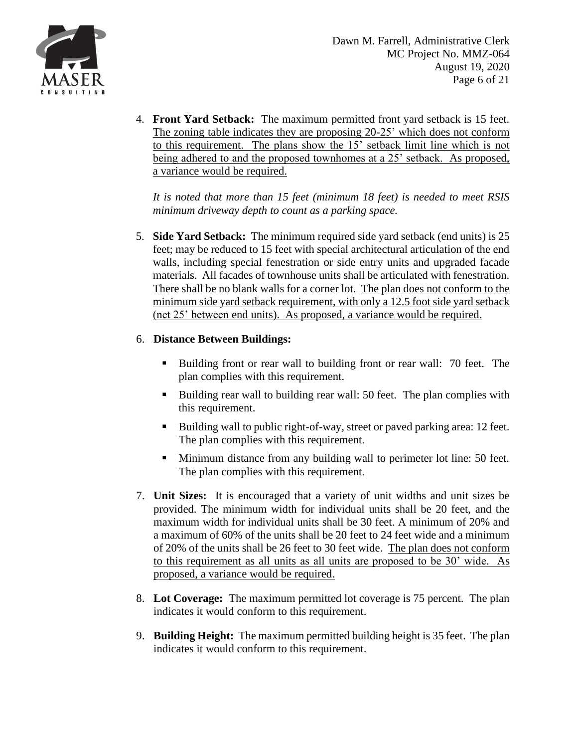4. **Front Yard Setback:** The maximum permitted front yard setback is 15 feet. <u>The zoning table indicates they are proposing 20-25' which does not conform to this requirement. The plans show the 15' setback limit line which is not being adhered to and the proposed townhomes at a 25' setback. As proposed, a variance would be required.</u>

   *It is noted that more than 15 feet (minimum 18 feet) is needed to meet RSIS minimum driveway depth to count as a parking space.*

5. **Side Yard Setback:** The minimum required side yard setback (end units) is 25 feet; may be reduced to 15 feet with special architectural articulation of the end walls, including special fenestration or side entry units and upgraded facade materials. All facades of townhouse units shall be articulated with fenestration. There shall be no blank walls for a corner lot. <u>The plan does not conform to the minimum side yard setback requirement, with only a 12.5 foot side yard setback (net 25' between end units). As proposed, a variance would be required.</u>

6. **Distance Between Buildings:**

   - Building front or rear wall to building front or rear wall: 70 feet. The plan complies with this requirement.
   - Building rear wall to building rear wall: 50 feet. The plan complies with this requirement.
   - Building wall to public right-of-way, street or paved parking area: 12 feet. The plan complies with this requirement.
   - Minimum distance from any building wall to perimeter lot line: 50 feet. The plan complies with this requirement.

7. **Unit Sizes:** It is encouraged that a variety of unit widths and unit sizes be provided. The minimum width for individual units shall be 20 feet, and the maximum width for individual units shall be 30 feet. A minimum of 20% and a maximum of 60% of the units shall be 20 feet to 24 feet wide and a minimum of 20% of the units shall be 26 feet to 30 feet wide. <u>The plan does not conform to this requirement as all units as all units are proposed to be 30' wide. As proposed, a variance would be required.</u>

8. **Lot Coverage:** The maximum permitted lot coverage is 75 percent. The plan indicates it would conform to this requirement.

9. **Building Height:** The maximum permitted building height is 35 feet. The plan indicates it would conform to this requirement.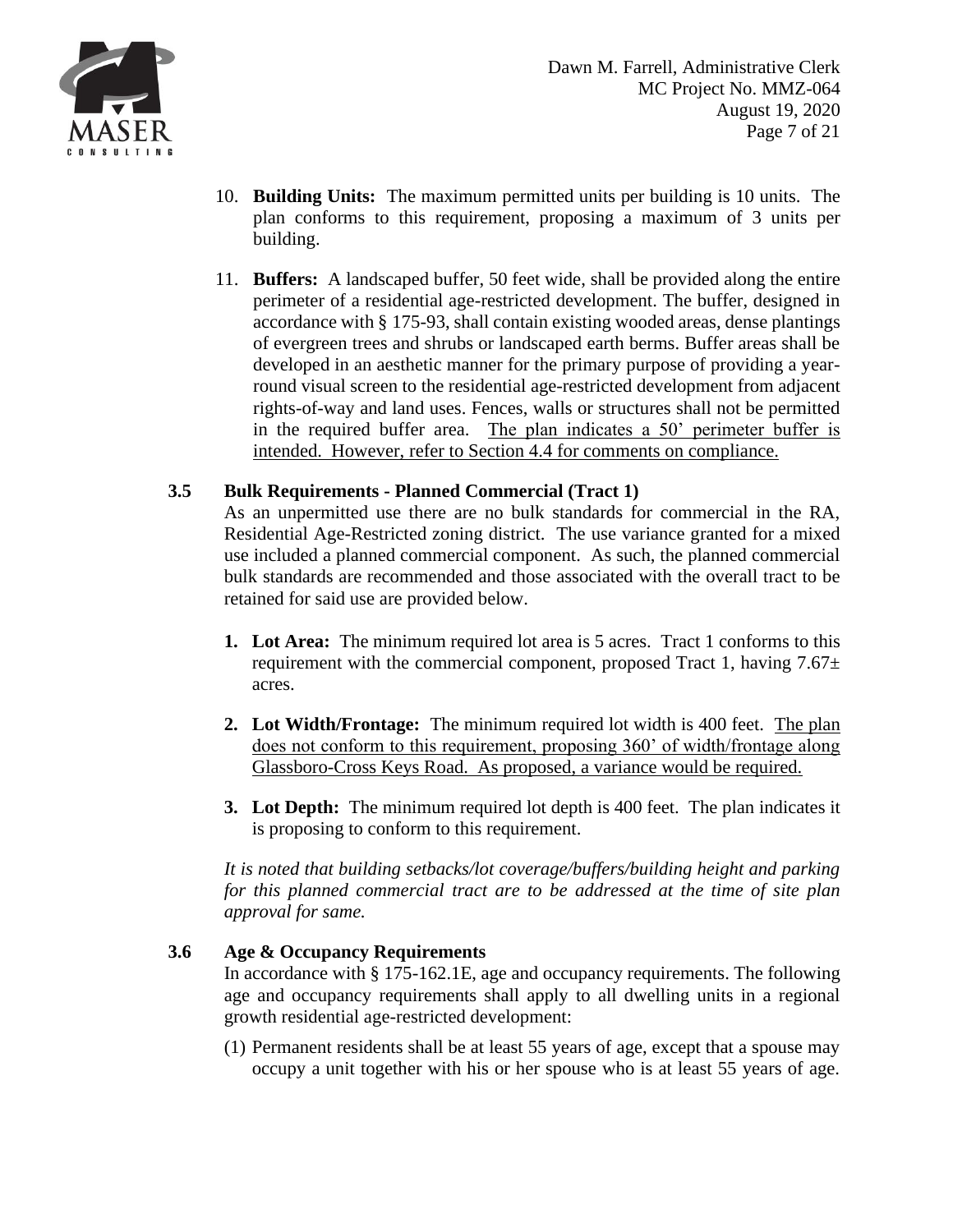10. **Building Units:** The maximum permitted units per building is 10 units. The plan conforms to this requirement, proposing a maximum of 3 units per building.

11. **Buffers:** A landscaped buffer, 50 feet wide, shall be provided along the entire perimeter of a residential age-restricted development. The buffer, designed in accordance with § 175-93, shall contain existing wooded areas, dense plantings of evergreen trees and shrubs or landscaped earth berms. Buffer areas shall be developed in an aesthetic manner for the primary purpose of providing a year-round visual screen to the residential age-restricted development from adjacent rights-of-way and land uses. Fences, walls or structures shall not be permitted in the required buffer area. <u>The plan indicates a 50' perimeter buffer is intended. However, refer to Section 4.4 for comments on compliance.</u>

### 3.5 Bulk Requirements - Planned Commercial (Tract 1)

As an unpermitted use there are no bulk standards for commercial in the RA, Residential Age-Restricted zoning district. The use variance granted for a mixed use included a planned commercial component. As such, the planned commercial bulk standards are recommended and those associated with the overall tract to be retained for said use are provided below.

1. **Lot Area:** The minimum required lot area is 5 acres. Tract 1 conforms to this requirement with the commercial component, proposed Tract 1, having 7.67± acres.

2. **Lot Width/Frontage:** The minimum required lot width is 400 feet. <u>The plan does not conform to this requirement, proposing 360' of width/frontage along Glassboro-Cross Keys Road. As proposed, a variance would be required.</u>

3. **Lot Depth:** The minimum required lot depth is 400 feet. The plan indicates it is proposing to conform to this requirement.

*It is noted that building setbacks/lot coverage/buffers/building height and parking for this planned commercial tract are to be addressed at the time of site plan approval for same.*

### 3.6 Age & Occupancy Requirements

In accordance with § 175-162.1E, age and occupancy requirements. The following age and occupancy requirements shall apply to all dwelling units in a regional growth residential age-restricted development:

(1) Permanent residents shall be at least 55 years of age, except that a spouse may occupy a unit together with his or her spouse who is at least 55 years of age.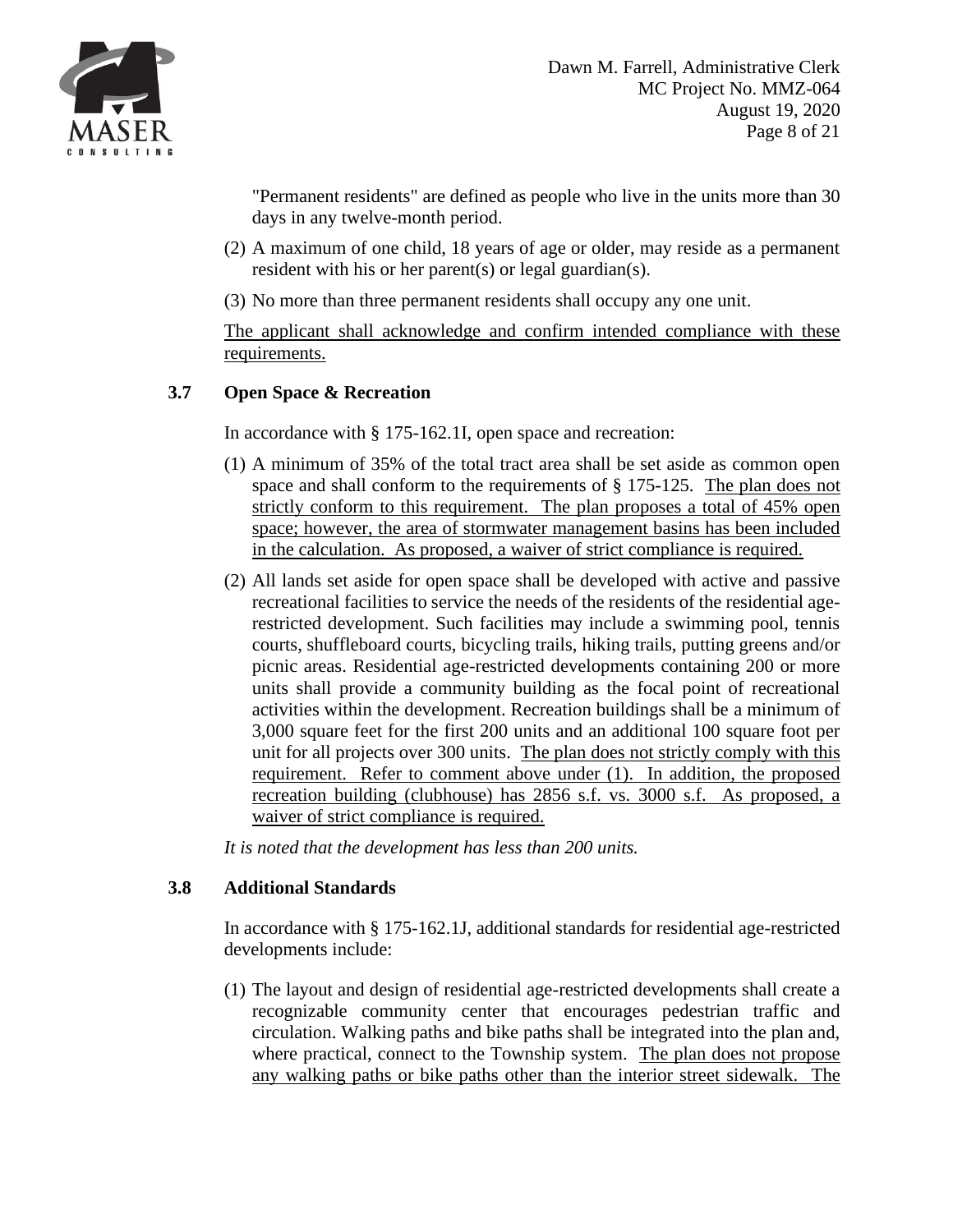"Permanent residents" are defined as people who live in the units more than 30 days in any twelve-month period.

(2) A maximum of one child, 18 years of age or older, may reside as a permanent resident with his or her parent(s) or legal guardian(s).

(3) No more than three permanent residents shall occupy any one unit.

<u>The applicant shall acknowledge and confirm intended compliance with these requirements.</u>

### 3.7 Open Space & Recreation

In accordance with § 175-162.1I, open space and recreation:

(1) A minimum of 35% of the total tract area shall be set aside as common open space and shall conform to the requirements of § 175-125. <u>The plan does not strictly conform to this requirement. The plan proposes a total of 45% open space; however, the area of stormwater management basins has been included in the calculation. As proposed, a waiver of strict compliance is required.</u>

(2) All lands set aside for open space shall be developed with active and passive recreational facilities to service the needs of the residents of the residential age-restricted development. Such facilities may include a swimming pool, tennis courts, shuffleboard courts, bicycling trails, hiking trails, putting greens and/or picnic areas. Residential age-restricted developments containing 200 or more units shall provide a community building as the focal point of recreational activities within the development. Recreation buildings shall be a minimum of 3,000 square feet for the first 200 units and an additional 100 square foot per unit for all projects over 300 units. <u>The plan does not strictly comply with this requirement. Refer to comment above under (1). In addition, the proposed recreation building (clubhouse) has 2856 s.f. vs. 3000 s.f. As proposed, a waiver of strict compliance is required.</u>

*It is noted that the development has less than 200 units.*

### 3.8 Additional Standards

In accordance with § 175-162.1J, additional standards for residential age-restricted developments include:

(1) The layout and design of residential age-restricted developments shall create a recognizable community center that encourages pedestrian traffic and circulation. Walking paths and bike paths shall be integrated into the plan and, where practical, connect to the Township system. <u>The plan does not propose any walking paths or bike paths other than the interior street sidewalk. The</u>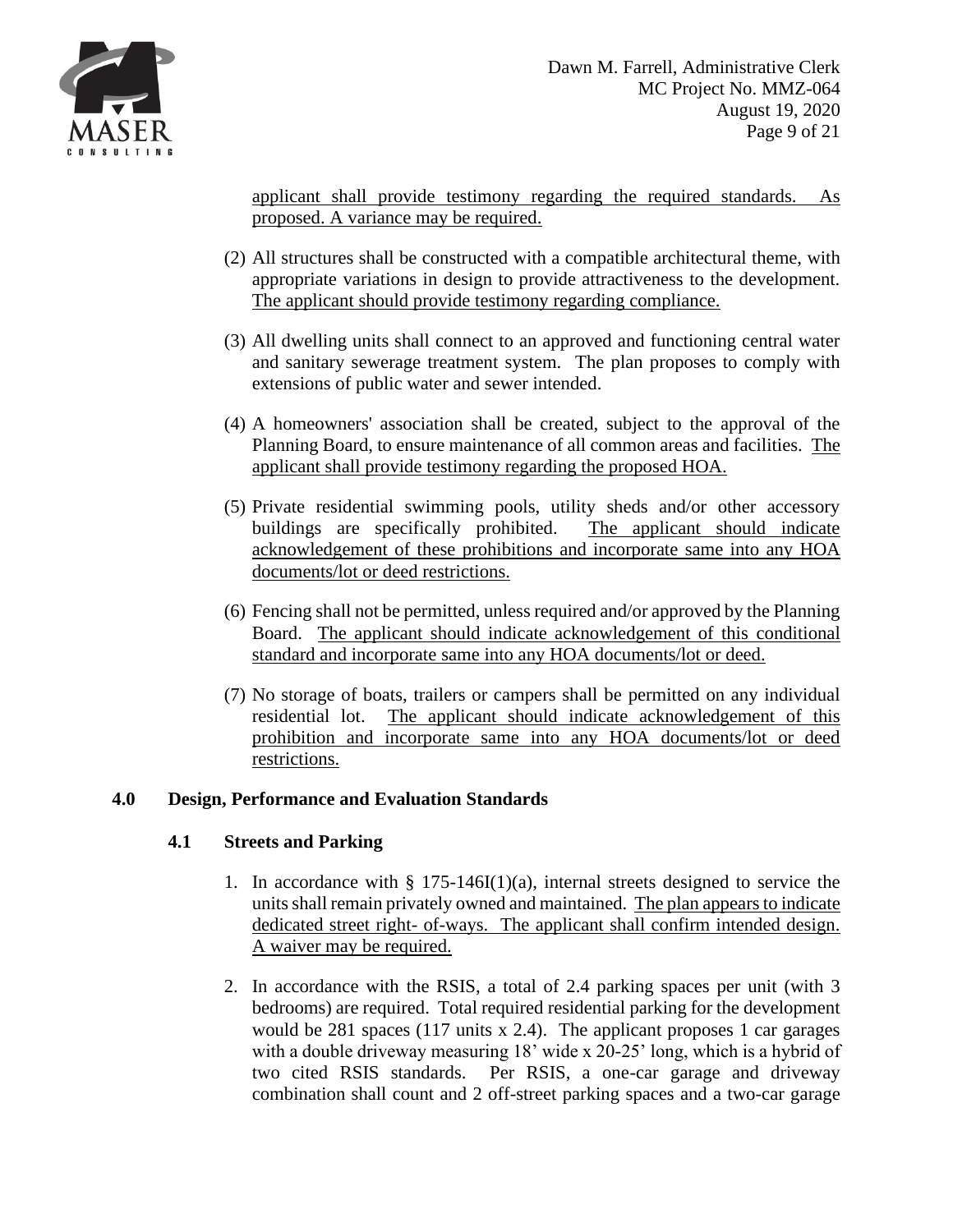applicant shall provide testimony regarding the required standards. As proposed. A variance may be required.

(2) All structures shall be constructed with a compatible architectural theme, with appropriate variations in design to provide attractiveness to the development. The applicant should provide testimony regarding compliance.

(3) All dwelling units shall connect to an approved and functioning central water and sanitary sewerage treatment system. The plan proposes to comply with extensions of public water and sewer intended.

(4) A homeowners' association shall be created, subject to the approval of the Planning Board, to ensure maintenance of all common areas and facilities. The applicant shall provide testimony regarding the proposed HOA.

(5) Private residential swimming pools, utility sheds and/or other accessory buildings are specifically prohibited. The applicant should indicate acknowledgement of these prohibitions and incorporate same into any HOA documents/lot or deed restrictions.

(6) Fencing shall not be permitted, unless required and/or approved by the Planning Board. The applicant should indicate acknowledgement of this conditional standard and incorporate same into any HOA documents/lot or deed.

(7) No storage of boats, trailers or campers shall be permitted on any individual residential lot. The applicant should indicate acknowledgement of this prohibition and incorporate same into any HOA documents/lot or deed restrictions.

## 4.0 Design, Performance and Evaluation Standards

### 4.1 Streets and Parking

1. In accordance with § 175-146I(1)(a), internal streets designed to service the units shall remain privately owned and maintained. The plan appears to indicate dedicated street right- of-ways. The applicant shall confirm intended design. A waiver may be required.

2. In accordance with the RSIS, a total of 2.4 parking spaces per unit (with 3 bedrooms) are required. Total required residential parking for the development would be 281 spaces (117 units x 2.4). The applicant proposes 1 car garages with a double driveway measuring 18' wide x 20-25' long, which is a hybrid of two cited RSIS standards. Per RSIS, a one-car garage and driveway combination shall count and 2 off-street parking spaces and a two-car garage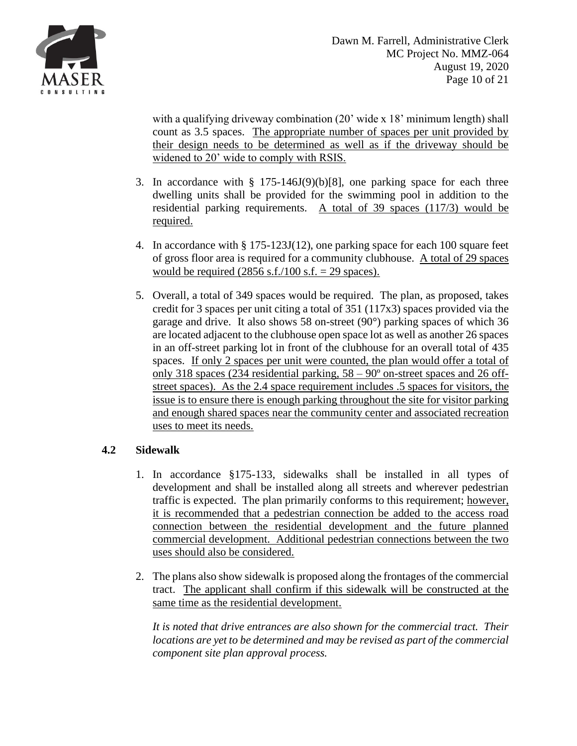with a qualifying driveway combination (20' wide x 18' minimum length) shall count as 3.5 spaces. <u>The appropriate number of spaces per unit provided by their design needs to be determined as well as if the driveway should be widened to 20' wide to comply with RSIS.</u>

3. In accordance with § 175-146J(9)(b)[8], one parking space for each three dwelling units shall be provided for the swimming pool in addition to the residential parking requirements. <u>A total of 39 spaces (117/3) would be required.</u>

4. In accordance with § 175-123J(12), one parking space for each 100 square feet of gross floor area is required for a community clubhouse. <u>A total of 29 spaces would be required (2856 s.f./100 s.f. = 29 spaces).</u>

5. Overall, a total of 349 spaces would be required. The plan, as proposed, takes credit for 3 spaces per unit citing a total of 351 (117x3) spaces provided via the garage and drive. It also shows 58 on-street (90°) parking spaces of which 36 are located adjacent to the clubhouse open space lot as well as another 26 spaces in an off-street parking lot in front of the clubhouse for an overall total of 435 spaces. <u>If only 2 spaces per unit were counted, the plan would offer a total of only 318 spaces (234 residential parking, 58 – 90º on-street spaces and 26 off-street spaces). As the 2.4 space requirement includes .5 spaces for visitors, the issue is to ensure there is enough parking throughout the site for visitor parking and enough shared spaces near the community center and associated recreation uses to meet its needs.</u>

### 4.2 Sidewalk

1. In accordance §175-133, sidewalks shall be installed in all types of development and shall be installed along all streets and wherever pedestrian traffic is expected. The plan primarily conforms to this requirement; <u>however, it is recommended that a pedestrian connection be added to the access road connection between the residential development and the future planned commercial development. Additional pedestrian connections between the two uses should also be considered.</u>

2. The plans also show sidewalk is proposed along the frontages of the commercial tract. <u>The applicant shall confirm if this sidewalk will be constructed at the same time as the residential development.</u>

   *It is noted that drive entrances are also shown for the commercial tract. Their locations are yet to be determined and may be revised as part of the commercial component site plan approval process.*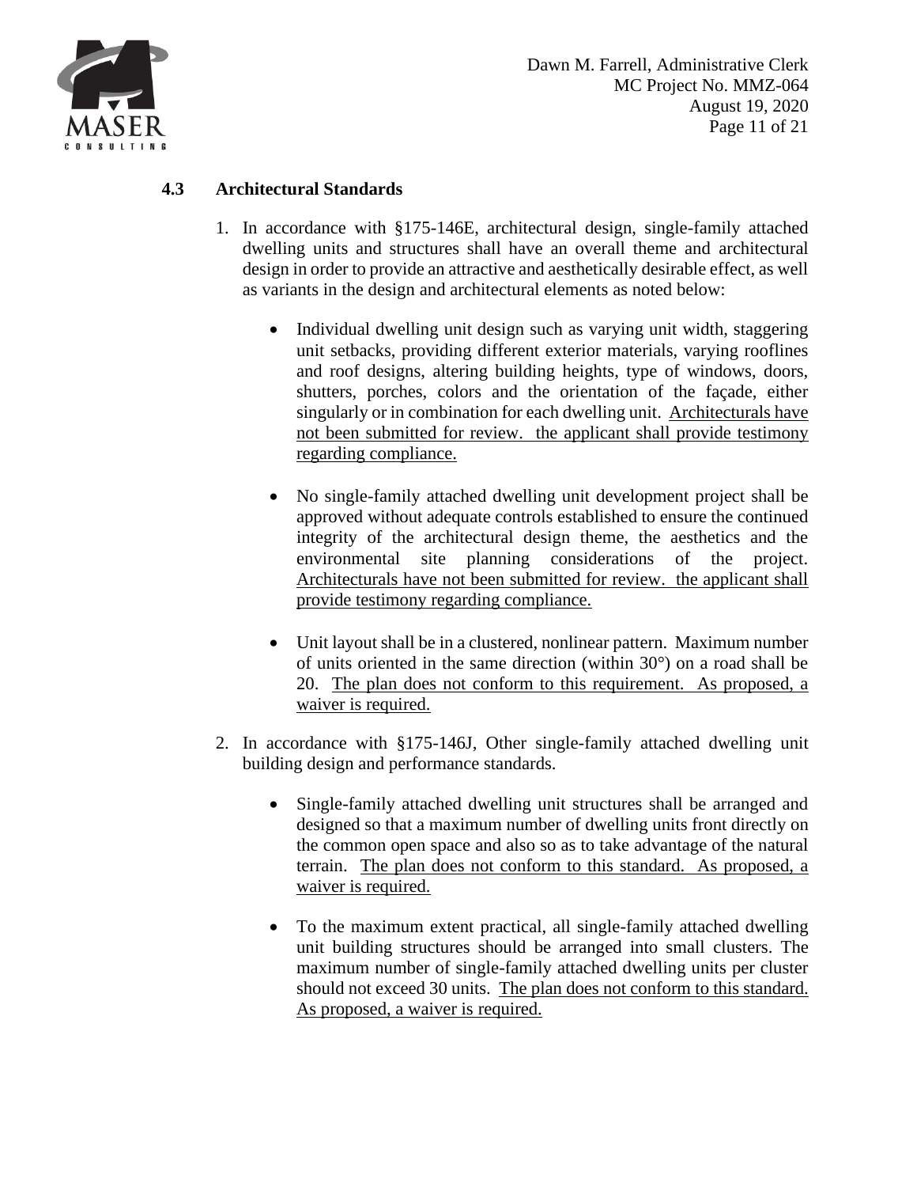### 4.3 Architectural Standards

1. In accordance with §175-146E, architectural design, single-family attached dwelling units and structures shall have an overall theme and architectural design in order to provide an attractive and aesthetically desirable effect, as well as variants in the design and architectural elements as noted below:

   - Individual dwelling unit design such as varying unit width, staggering unit setbacks, providing different exterior materials, varying rooflines and roof designs, altering building heights, type of windows, doors, shutters, porches, colors and the orientation of the façade, either singularly or in combination for each dwelling unit. <u>Architecturals have not been submitted for review. the applicant shall provide testimony regarding compliance.</u>

   - No single-family attached dwelling unit development project shall be approved without adequate controls established to ensure the continued integrity of the architectural design theme, the aesthetics and the environmental site planning considerations of the project. <u>Architecturals have not been submitted for review. the applicant shall provide testimony regarding compliance.</u>

   - Unit layout shall be in a clustered, nonlinear pattern. Maximum number of units oriented in the same direction (within 30°) on a road shall be 20. <u>The plan does not conform to this requirement. As proposed, a waiver is required.</u>

2. In accordance with §175-146J, Other single-family attached dwelling unit building design and performance standards.

   - Single-family attached dwelling unit structures shall be arranged and designed so that a maximum number of dwelling units front directly on the common open space and also so as to take advantage of the natural terrain. <u>The plan does not conform to this standard. As proposed, a waiver is required.</u>

   - To the maximum extent practical, all single-family attached dwelling unit building structures should be arranged into small clusters. The maximum number of single-family attached dwelling units per cluster should not exceed 30 units. <u>The plan does not conform to this standard. As proposed, a waiver is required.</u>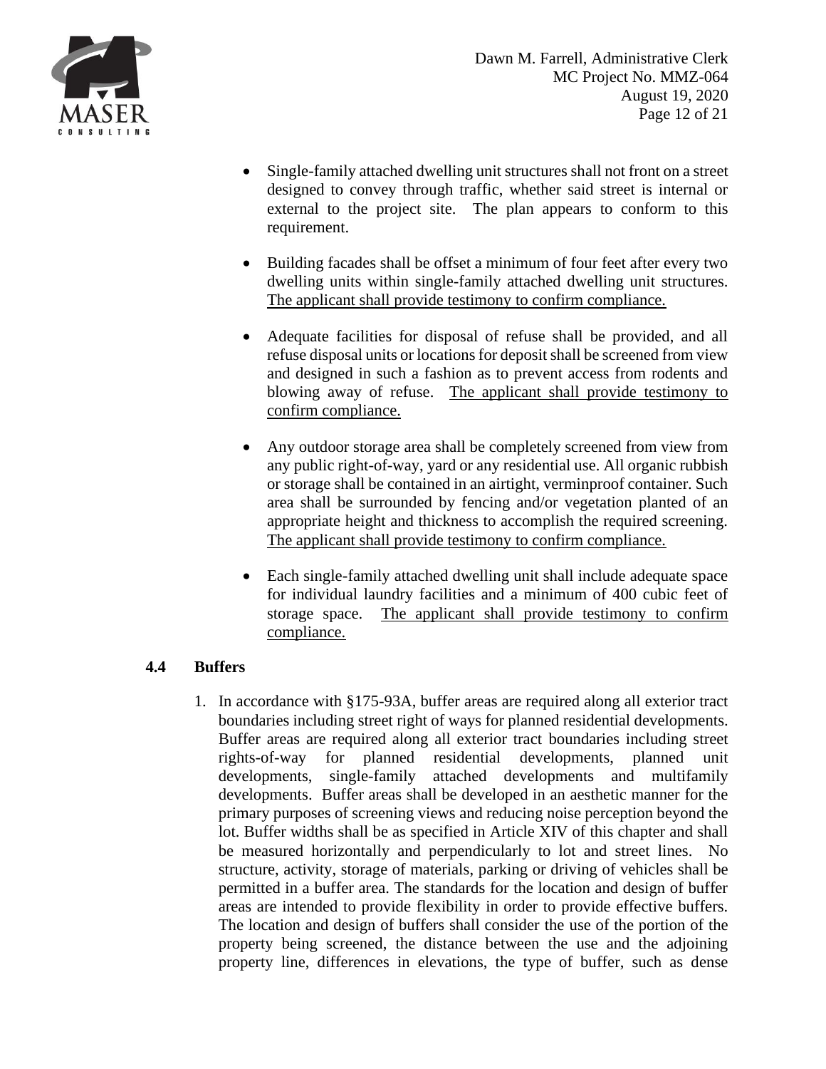- Single-family attached dwelling unit structures shall not front on a street designed to convey through traffic, whether said street is internal or external to the project site. The plan appears to conform to this requirement.

- Building facades shall be offset a minimum of four feet after every two dwelling units within single-family attached dwelling unit structures. <u>The applicant shall provide testimony to confirm compliance.</u>

- Adequate facilities for disposal of refuse shall be provided, and all refuse disposal units or locations for deposit shall be screened from view and designed in such a fashion as to prevent access from rodents and blowing away of refuse. <u>The applicant shall provide testimony to confirm compliance.</u>

- Any outdoor storage area shall be completely screened from view from any public right-of-way, yard or any residential use. All organic rubbish or storage shall be contained in an airtight, verminproof container. Such area shall be surrounded by fencing and/or vegetation planted of an appropriate height and thickness to accomplish the required screening. <u>The applicant shall provide testimony to confirm compliance.</u>

- Each single-family attached dwelling unit shall include adequate space for individual laundry facilities and a minimum of 400 cubic feet of storage space. <u>The applicant shall provide testimony to confirm compliance.</u>

### 4.4 Buffers

1. In accordance with §175-93A, buffer areas are required along all exterior tract boundaries including street right of ways for planned residential developments. Buffer areas are required along all exterior tract boundaries including street rights-of-way for planned residential developments, planned unit developments, single-family attached developments and multifamily developments. Buffer areas shall be developed in an aesthetic manner for the primary purposes of screening views and reducing noise perception beyond the lot. Buffer widths shall be as specified in Article XIV of this chapter and shall be measured horizontally and perpendicularly to lot and street lines. No structure, activity, storage of materials, parking or driving of vehicles shall be permitted in a buffer area. The standards for the location and design of buffer areas are intended to provide flexibility in order to provide effective buffers. The location and design of buffers shall consider the use of the portion of the property being screened, the distance between the use and the adjoining property line, differences in elevations, the type of buffer, such as dense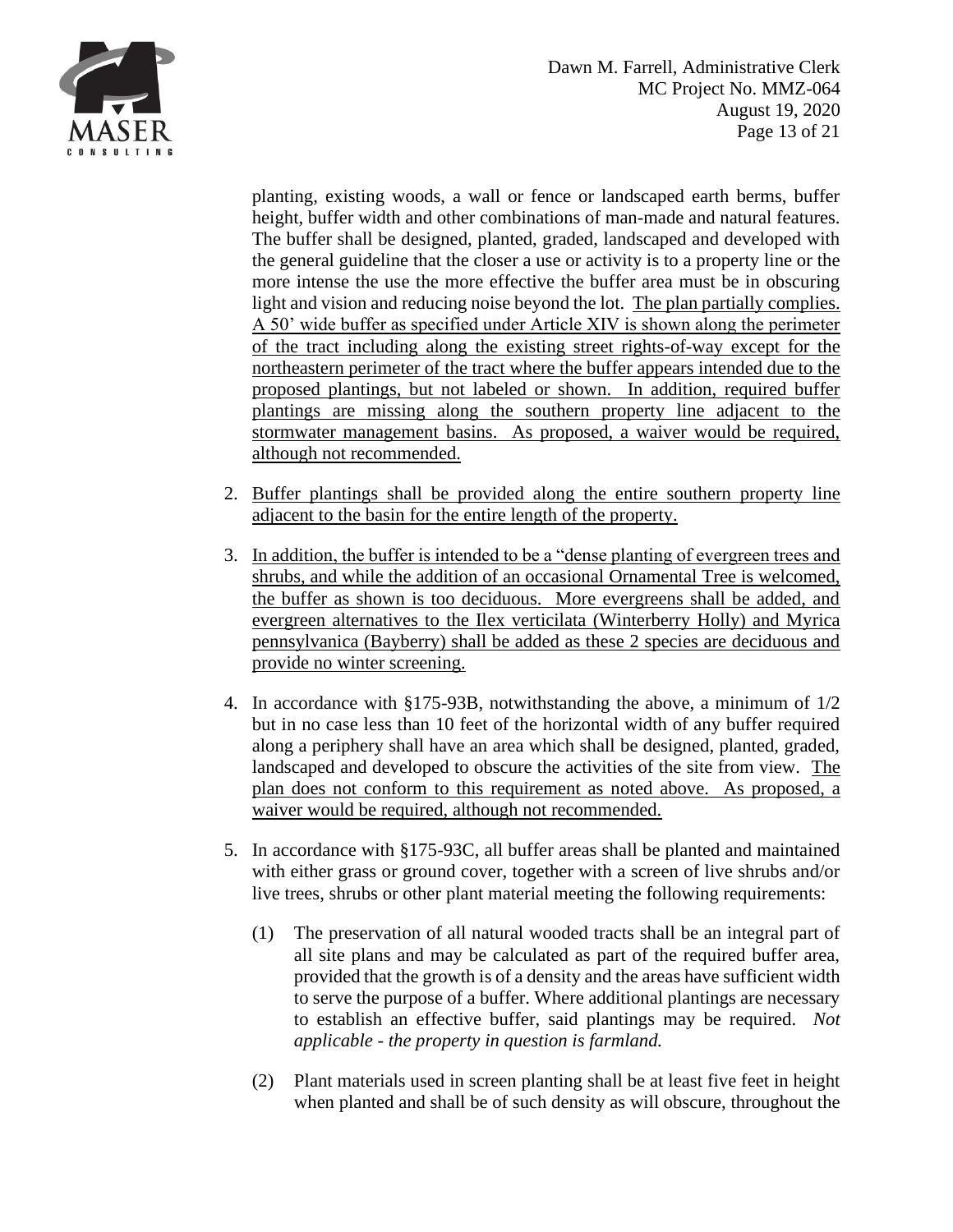planting, existing woods, a wall or fence or landscaped earth berms, buffer height, buffer width and other combinations of man-made and natural features. The buffer shall be designed, planted, graded, landscaped and developed with the general guideline that the closer a use or activity is to a property line or the more intense the use the more effective the buffer area must be in obscuring light and vision and reducing noise beyond the lot. <u>The plan partially complies. A 50' wide buffer as specified under Article XIV is shown along the perimeter of the tract including along the existing street rights-of-way except for the northeastern perimeter of the tract where the buffer appears intended due to the proposed plantings, but not labeled or shown. In addition, required buffer plantings are missing along the southern property line adjacent to the stormwater management basins. As proposed, a waiver would be required, although not recommended.</u>

2. <u>Buffer plantings shall be provided along the entire southern property line adjacent to the basin for the entire length of the property.</u>

3. <u>In addition, the buffer is intended to be a "dense planting of evergreen trees and shrubs, and while the addition of an occasional Ornamental Tree is welcomed, the buffer as shown is too deciduous. More evergreens shall be added, and evergreen alternatives to the Ilex verticilata (Winterberry Holly) and Myrica pennsylvanica (Bayberry) shall be added as these 2 species are deciduous and provide no winter screening.</u>

4. In accordance with §175-93B, notwithstanding the above, a minimum of 1/2 but in no case less than 10 feet of the horizontal width of any buffer required along a periphery shall have an area which shall be designed, planted, graded, landscaped and developed to obscure the activities of the site from view. <u>The plan does not conform to this requirement as noted above. As proposed, a waiver would be required, although not recommended.</u>

5. In accordance with §175-93C, all buffer areas shall be planted and maintained with either grass or ground cover, together with a screen of live shrubs and/or live trees, shrubs or other plant material meeting the following requirements:

   (1) The preservation of all natural wooded tracts shall be an integral part of all site plans and may be calculated as part of the required buffer area, provided that the growth is of a density and the areas have sufficient width to serve the purpose of a buffer. Where additional plantings are necessary to establish an effective buffer, said plantings may be required. *Not applicable - the property in question is farmland.*

   (2) Plant materials used in screen planting shall be at least five feet in height when planted and shall be of such density as will obscure, throughout the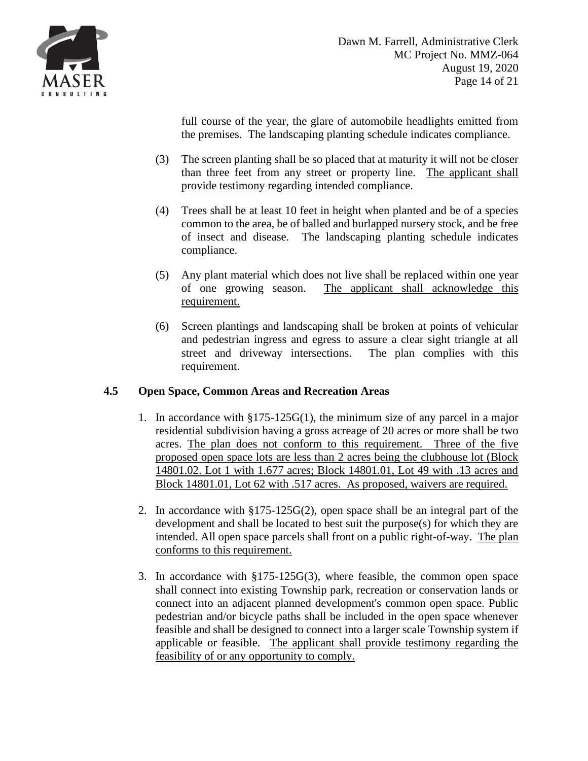full course of the year, the glare of automobile headlights emitted from the premises. The landscaping planting schedule indicates compliance.

(3) The screen planting shall be so placed that at maturity it will not be closer than three feet from any street or property line. <u>The applicant shall provide testimony regarding intended compliance.</u>

(4) Trees shall be at least 10 feet in height when planted and be of a species common to the area, be of balled and burlapped nursery stock, and be free of insect and disease. The landscaping planting schedule indicates compliance.

(5) Any plant material which does not live shall be replaced within one year of one growing season. <u>The applicant shall acknowledge this requirement.</u>

(6) Screen plantings and landscaping shall be broken at points of vehicular and pedestrian ingress and egress to assure a clear sight triangle at all street and driveway intersections. The plan complies with this requirement.

### 4.5 Open Space, Common Areas and Recreation Areas

1. In accordance with §175-125G(1), the minimum size of any parcel in a major residential subdivision having a gross acreage of 20 acres or more shall be two acres. <u>The plan does not conform to this requirement. Three of the five proposed open space lots are less than 2 acres being the clubhouse lot (Block 14801.02. Lot 1 with 1.677 acres; Block 14801.01, Lot 49 with .13 acres and Block 14801.01, Lot 62 with .517 acres. As proposed, waivers are required.</u>

2. In accordance with §175-125G(2), open space shall be an integral part of the development and shall be located to best suit the purpose(s) for which they are intended. All open space parcels shall front on a public right-of-way. <u>The plan conforms to this requirement.</u>

3. In accordance with §175-125G(3), where feasible, the common open space shall connect into existing Township park, recreation or conservation lands or connect into an adjacent planned development's common open space. Public pedestrian and/or bicycle paths shall be included in the open space whenever feasible and shall be designed to connect into a larger scale Township system if applicable or feasible. <u>The applicant shall provide testimony regarding the feasibility of or any opportunity to comply.</u>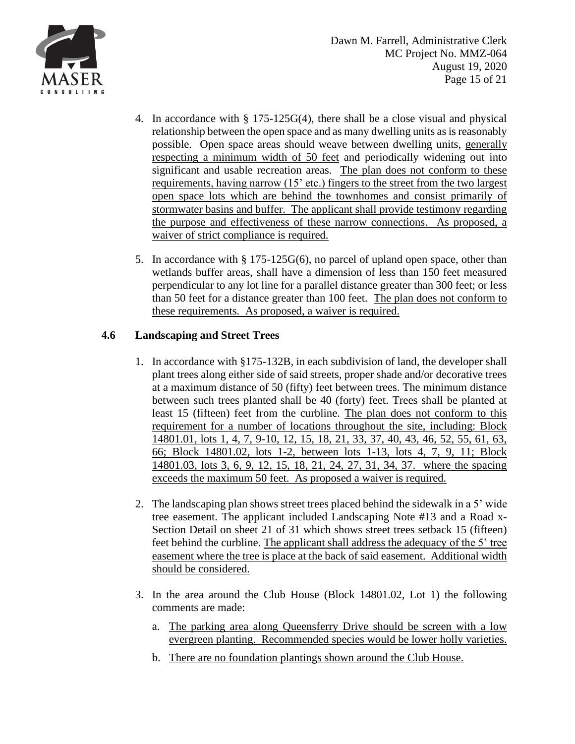4. In accordance with § 175-125G(4), there shall be a close visual and physical relationship between the open space and as many dwelling units as is reasonably possible. Open space areas should weave between dwelling units, generally respecting a minimum width of 50 feet and periodically widening out into significant and usable recreation areas. The plan does not conform to these requirements, having narrow (15' etc.) fingers to the street from the two largest open space lots which are behind the townhomes and consist primarily of stormwater basins and buffer. The applicant shall provide testimony regarding the purpose and effectiveness of these narrow connections. As proposed, a waiver of strict compliance is required.

5. In accordance with § 175-125G(6), no parcel of upland open space, other than wetlands buffer areas, shall have a dimension of less than 150 feet measured perpendicular to any lot line for a parallel distance greater than 300 feet; or less than 50 feet for a distance greater than 100 feet. The plan does not conform to these requirements. As proposed, a waiver is required.

### 4.6 Landscaping and Street Trees

1. In accordance with §175-132B, in each subdivision of land, the developer shall plant trees along either side of said streets, proper shade and/or decorative trees at a maximum distance of 50 (fifty) feet between trees. The minimum distance between such trees planted shall be 40 (forty) feet. Trees shall be planted at least 15 (fifteen) feet from the curbline. The plan does not conform to this requirement for a number of locations throughout the site, including: Block 14801.01, lots 1, 4, 7, 9-10, 12, 15, 18, 21, 33, 37, 40, 43, 46, 52, 55, 61, 63, 66; Block 14801.02, lots 1-2, between lots 1-13, lots 4, 7, 9, 11; Block 14801.03, lots 3, 6, 9, 12, 15, 18, 21, 24, 27, 31, 34, 37. where the spacing exceeds the maximum 50 feet. As proposed a waiver is required.

2. The landscaping plan shows street trees placed behind the sidewalk in a 5' wide tree easement. The applicant included Landscaping Note #13 and a Road x-Section Detail on sheet 21 of 31 which shows street trees setback 15 (fifteen) feet behind the curbline. The applicant shall address the adequacy of the 5' tree easement where the tree is place at the back of said easement. Additional width should be considered.

3. In the area around the Club House (Block 14801.02, Lot 1) the following comments are made:

   a. The parking area along Queensferry Drive should be screen with a low evergreen planting. Recommended species would be lower holly varieties.

   b. There are no foundation plantings shown around the Club House.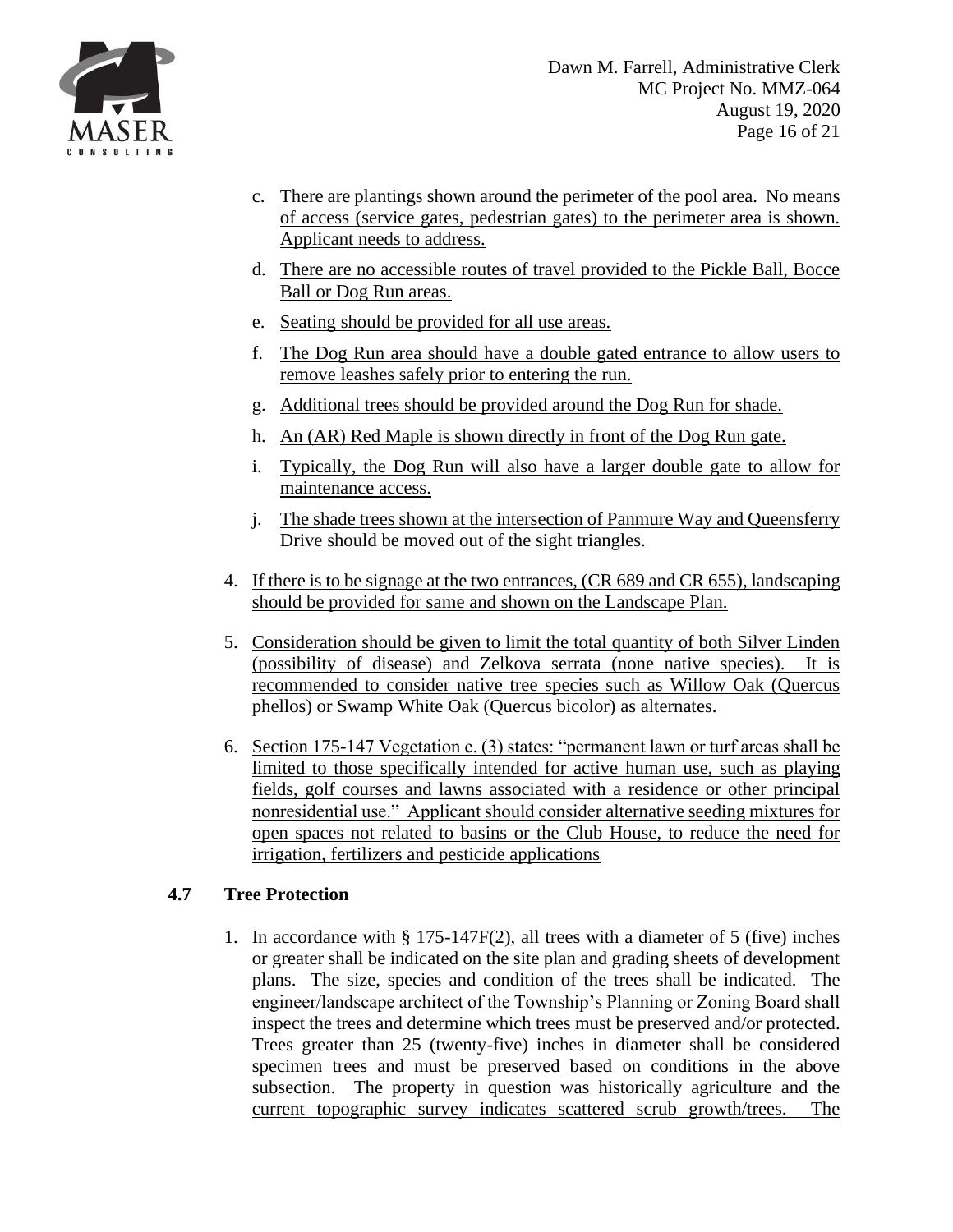c. There are plantings shown around the perimeter of the pool area. No means of access (service gates, pedestrian gates) to the perimeter area is shown. Applicant needs to address.

d. There are no accessible routes of travel provided to the Pickle Ball, Bocce Ball or Dog Run areas.

e. Seating should be provided for all use areas.

f. The Dog Run area should have a double gated entrance to allow users to remove leashes safely prior to entering the run.

g. Additional trees should be provided around the Dog Run for shade.

h. An (AR) Red Maple is shown directly in front of the Dog Run gate.

i. Typically, the Dog Run will also have a larger double gate to allow for maintenance access.

j. The shade trees shown at the intersection of Panmure Way and Queensferry Drive should be moved out of the sight triangles.

4. If there is to be signage at the two entrances, (CR 689 and CR 655), landscaping should be provided for same and shown on the Landscape Plan.

5. Consideration should be given to limit the total quantity of both Silver Linden (possibility of disease) and Zelkova serrata (none native species). It is recommended to consider native tree species such as Willow Oak (Quercus phellos) or Swamp White Oak (Quercus bicolor) as alternates.

6. Section 175-147 Vegetation e. (3) states: "permanent lawn or turf areas shall be limited to those specifically intended for active human use, such as playing fields, golf courses and lawns associated with a residence or other principal nonresidential use." Applicant should consider alternative seeding mixtures for open spaces not related to basins or the Club House, to reduce the need for irrigation, fertilizers and pesticide applications

### 4.7 Tree Protection

1. In accordance with § 175-147F(2), all trees with a diameter of 5 (five) inches or greater shall be indicated on the site plan and grading sheets of development plans. The size, species and condition of the trees shall be indicated. The engineer/landscape architect of the Township's Planning or Zoning Board shall inspect the trees and determine which trees must be preserved and/or protected. Trees greater than 25 (twenty-five) inches in diameter shall be considered specimen trees and must be preserved based on conditions in the above subsection. The property in question was historically agriculture and the current topographic survey indicates scattered scrub growth/trees. The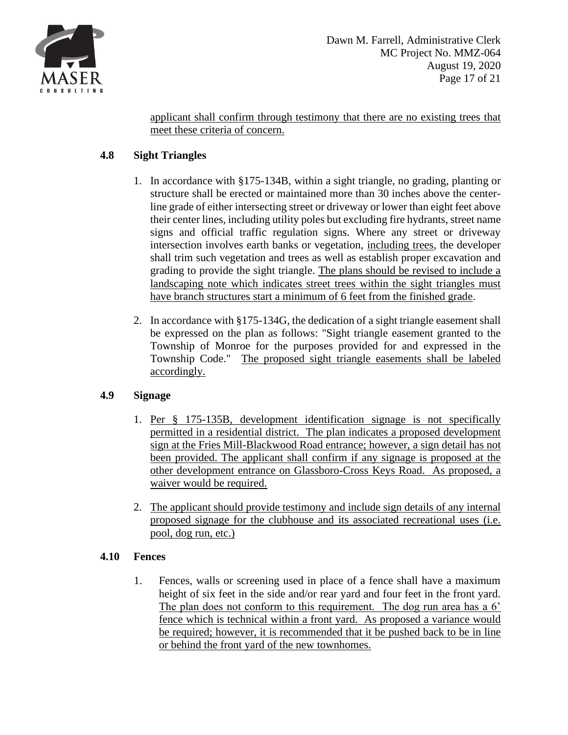applicant shall confirm through testimony that there are no existing trees that meet these criteria of concern.

### 4.8 Sight Triangles

1. In accordance with §175-134B, within a sight triangle, no grading, planting or structure shall be erected or maintained more than 30 inches above the center-line grade of either intersecting street or driveway or lower than eight feet above their center lines, including utility poles but excluding fire hydrants, street name signs and official traffic regulation signs. Where any street or driveway intersection involves earth banks or vegetation, including trees, the developer shall trim such vegetation and trees as well as establish proper excavation and grading to provide the sight triangle. The plans should be revised to include a landscaping note which indicates street trees within the sight triangles must have branch structures start a minimum of 6 feet from the finished grade.

2. In accordance with §175-134G, the dedication of a sight triangle easement shall be expressed on the plan as follows: "Sight triangle easement granted to the Township of Monroe for the purposes provided for and expressed in the Township Code." The proposed sight triangle easements shall be labeled accordingly.

### 4.9 Signage

1. Per § 175-135B, development identification signage is not specifically permitted in a residential district. The plan indicates a proposed development sign at the Fries Mill-Blackwood Road entrance; however, a sign detail has not been provided. The applicant shall confirm if any signage is proposed at the other development entrance on Glassboro-Cross Keys Road. As proposed, a waiver would be required.

2. The applicant should provide testimony and include sign details of any internal proposed signage for the clubhouse and its associated recreational uses (i.e. pool, dog run, etc.)

### 4.10 Fences

1. Fences, walls or screening used in place of a fence shall have a maximum height of six feet in the side and/or rear yard and four feet in the front yard. The plan does not conform to this requirement. The dog run area has a 6' fence which is technical within a front yard. As proposed a variance would be required; however, it is recommended that it be pushed back to be in line or behind the front yard of the new townhomes.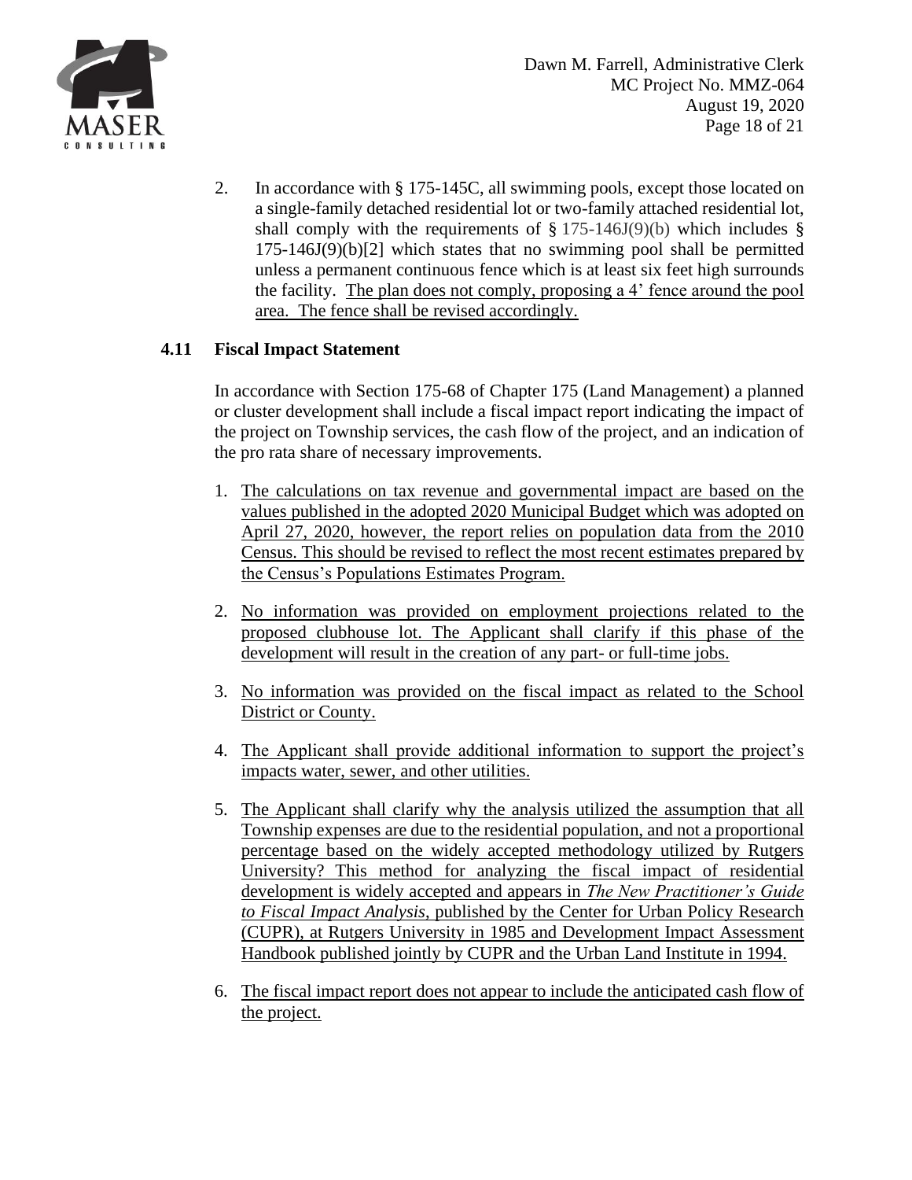2. In accordance with § 175-145C, all swimming pools, except those located on a single-family detached residential lot or two-family attached residential lot, shall comply with the requirements of § 175-146J(9)(b) which includes § 175-146J(9)(b)[2] which states that no swimming pool shall be permitted unless a permanent continuous fence which is at least six feet high surrounds the facility. <u>The plan does not comply, proposing a 4' fence around the pool area. The fence shall be revised accordingly.</u>

### 4.11 Fiscal Impact Statement

In accordance with Section 175-68 of Chapter 175 (Land Management) a planned or cluster development shall include a fiscal impact report indicating the impact of the project on Township services, the cash flow of the project, and an indication of the pro rata share of necessary improvements.

1. <u>The calculations on tax revenue and governmental impact are based on the values published in the adopted 2020 Municipal Budget which was adopted on April 27, 2020, however, the report relies on population data from the 2010 Census. This should be revised to reflect the most recent estimates prepared by the Census's Populations Estimates Program.</u>

2. <u>No information was provided on employment projections related to the proposed clubhouse lot. The Applicant shall clarify if this phase of the development will result in the creation of any part- or full-time jobs.</u>

3. <u>No information was provided on the fiscal impact as related to the School District or County.</u>

4. <u>The Applicant shall provide additional information to support the project's impacts water, sewer, and other utilities.</u>

5. <u>The Applicant shall clarify why the analysis utilized the assumption that all Township expenses are due to the residential population, and not a proportional percentage based on the widely accepted methodology utilized by Rutgers University? This method for analyzing the fiscal impact of residential development is widely accepted and appears in *The New Practitioner's Guide to Fiscal Impact Analysis*, published by the Center for Urban Policy Research (CUPR), at Rutgers University in 1985 and Development Impact Assessment Handbook published jointly by CUPR and the Urban Land Institute in 1994.</u>

6. <u>The fiscal impact report does not appear to include the anticipated cash flow of the project.</u>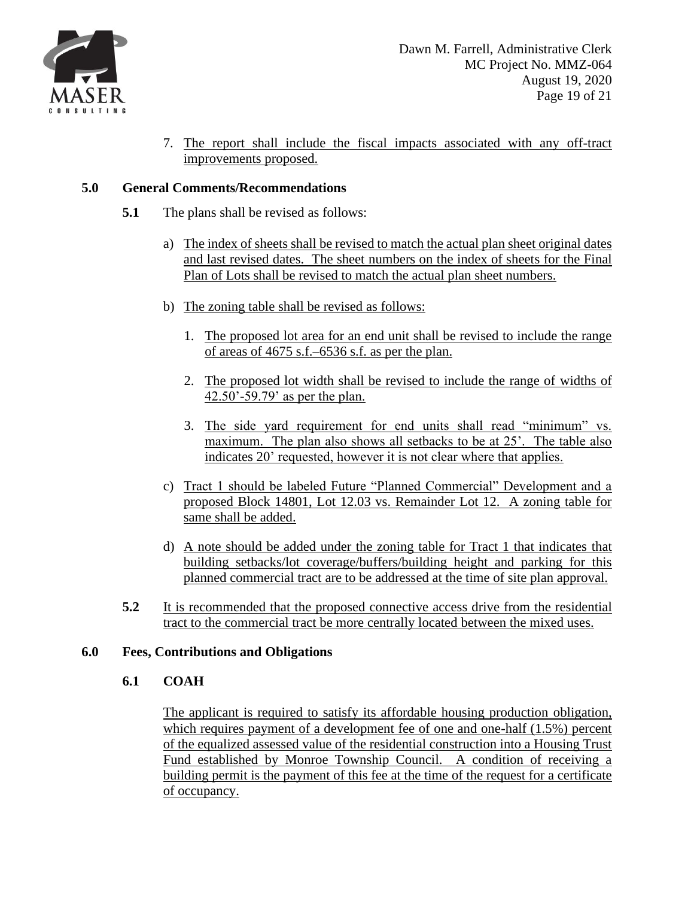7. The report shall include the fiscal impacts associated with any off-tract improvements proposed.

## 5.0 General Comments/Recommendations

**5.1** The plans shall be revised as follows:

a) The index of sheets shall be revised to match the actual plan sheet original dates and last revised dates. The sheet numbers on the index of sheets for the Final Plan of Lots shall be revised to match the actual plan sheet numbers.

b) The zoning table shall be revised as follows:

1. The proposed lot area for an end unit shall be revised to include the range of areas of 4675 s.f.–6536 s.f. as per the plan.

2. The proposed lot width shall be revised to include the range of widths of 42.50'-59.79' as per the plan.

3. The side yard requirement for end units shall read "minimum" vs. maximum. The plan also shows all setbacks to be at 25'. The table also indicates 20' requested, however it is not clear where that applies.

c) Tract 1 should be labeled Future "Planned Commercial" Development and a proposed Block 14801, Lot 12.03 vs. Remainder Lot 12. A zoning table for same shall be added.

d) A note should be added under the zoning table for Tract 1 that indicates that building setbacks/lot coverage/buffers/building height and parking for this planned commercial tract are to be addressed at the time of site plan approval.

**5.2** It is recommended that the proposed connective access drive from the residential tract to the commercial tract be more centrally located between the mixed uses.

## 6.0 Fees, Contributions and Obligations

### 6.1 COAH

The applicant is required to satisfy its affordable housing production obligation, which requires payment of a development fee of one and one-half (1.5%) percent of the equalized assessed value of the residential construction into a Housing Trust Fund established by Monroe Township Council. A condition of receiving a building permit is the payment of this fee at the time of the request for a certificate of occupancy.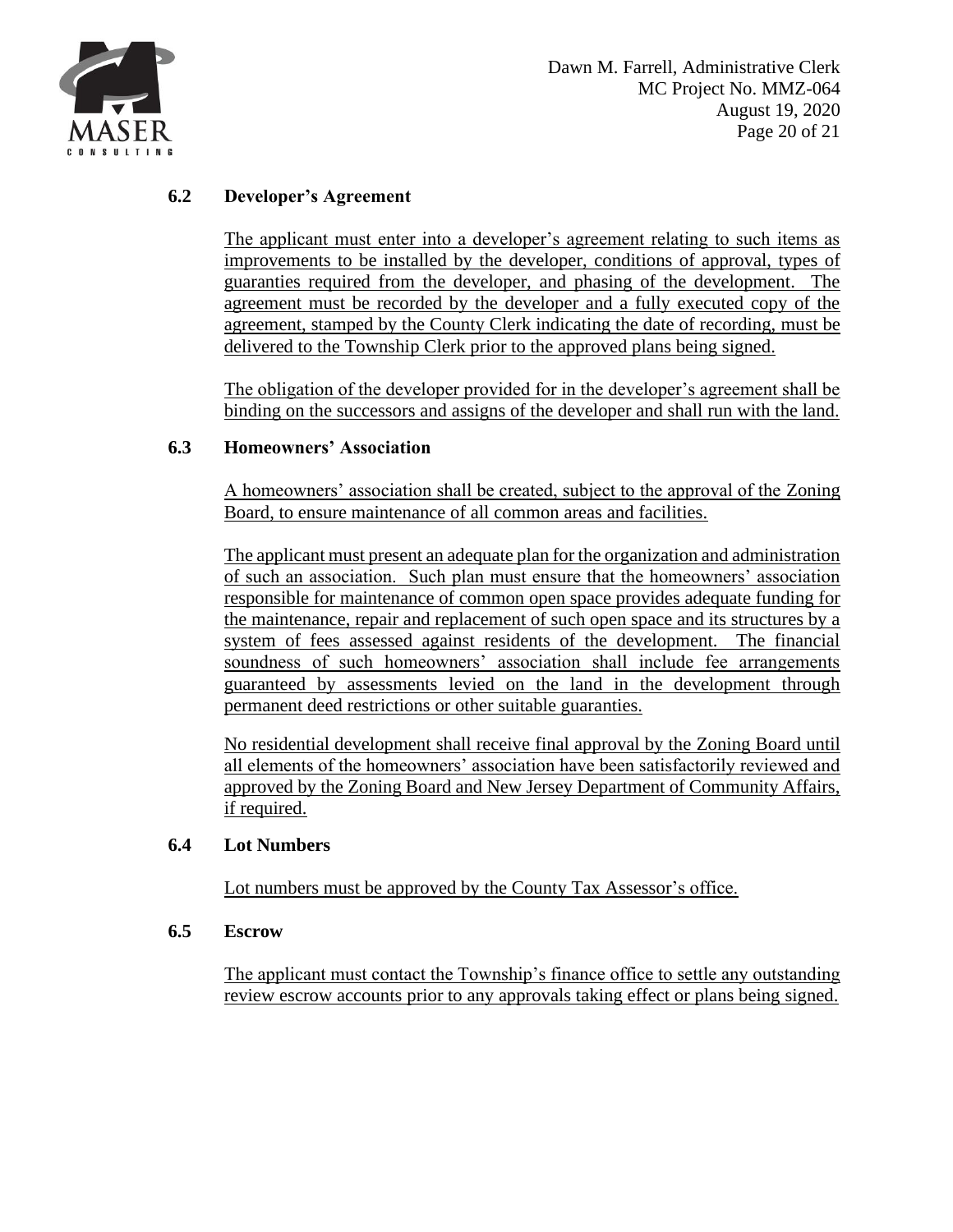### 6.2 Developer's Agreement

The applicant must enter into a developer's agreement relating to such items as improvements to be installed by the developer, conditions of approval, types of guaranties required from the developer, and phasing of the development. The agreement must be recorded by the developer and a fully executed copy of the agreement, stamped by the County Clerk indicating the date of recording, must be delivered to the Township Clerk prior to the approved plans being signed.

The obligation of the developer provided for in the developer's agreement shall be binding on the successors and assigns of the developer and shall run with the land.

### 6.3 Homeowners' Association

A homeowners' association shall be created, subject to the approval of the Zoning Board, to ensure maintenance of all common areas and facilities.

The applicant must present an adequate plan for the organization and administration of such an association. Such plan must ensure that the homeowners' association responsible for maintenance of common open space provides adequate funding for the maintenance, repair and replacement of such open space and its structures by a system of fees assessed against residents of the development. The financial soundness of such homeowners' association shall include fee arrangements guaranteed by assessments levied on the land in the development through permanent deed restrictions or other suitable guaranties.

No residential development shall receive final approval by the Zoning Board until all elements of the homeowners' association have been satisfactorily reviewed and approved by the Zoning Board and New Jersey Department of Community Affairs, if required.

### 6.4 Lot Numbers

Lot numbers must be approved by the County Tax Assessor's office.

### 6.5 Escrow

The applicant must contact the Township's finance office to settle any outstanding review escrow accounts prior to any approvals taking effect or plans being signed.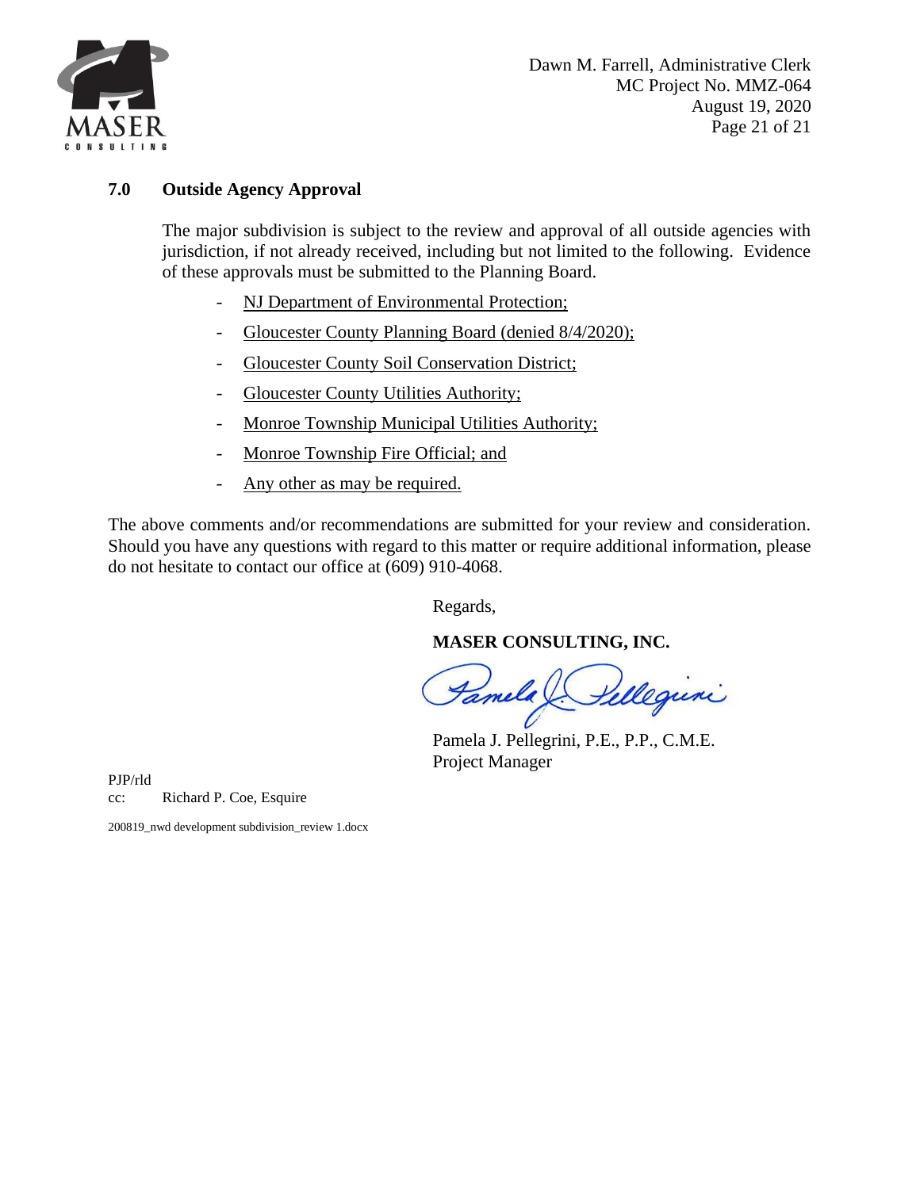## 7.0 Outside Agency Approval

The major subdivision is subject to the review and approval of all outside agencies with jurisdiction, if not already received, including but not limited to the following. Evidence of these approvals must be submitted to the Planning Board.

- NJ Department of Environmental Protection;
- Gloucester County Planning Board (denied 8/4/2020);
- Gloucester County Soil Conservation District;
- Gloucester County Utilities Authority;
- Monroe Township Municipal Utilities Authority;
- Monroe Township Fire Official; and
- Any other as may be required.

The above comments and/or recommendations are submitted for your review and consideration. Should you have any questions with regard to this matter or require additional information, please do not hesitate to contact our office at (609) 910-4068.

Regards,

**MASER CONSULTING, INC.**

Pamela J. Pellegrini, P.E., P.P., C.M.E.
Project Manager

PJP/rld
cc: Richard P. Coe, Esquire

200819_nwd development subdivision_review 1.docx